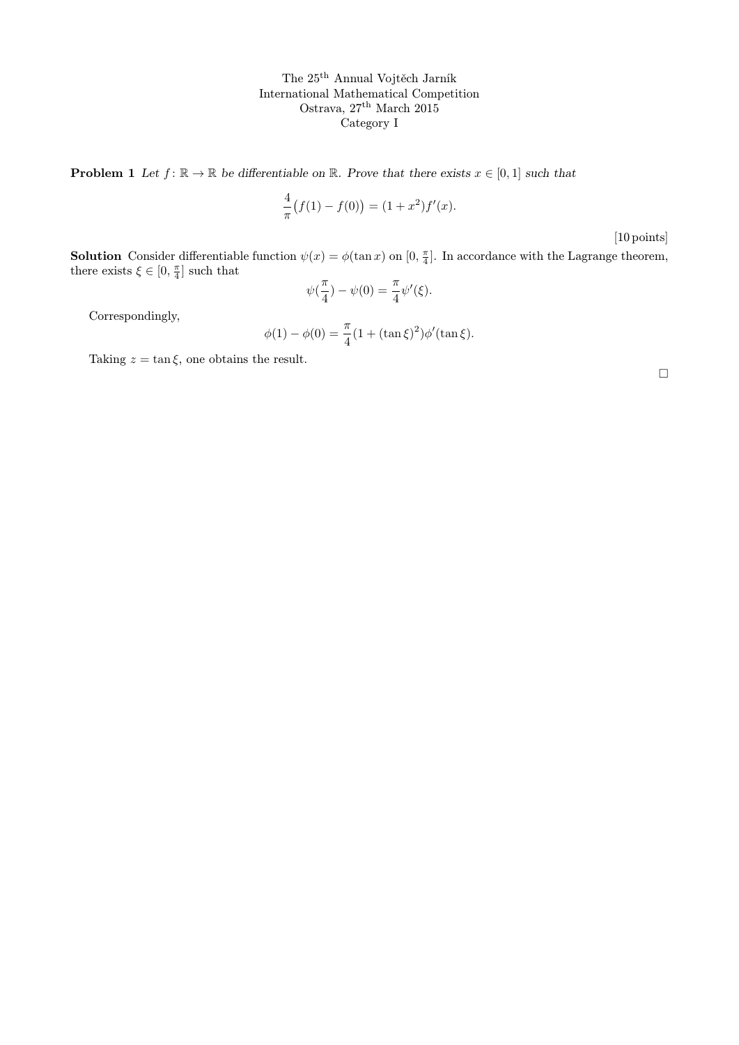The 25th Annual Vojtěch Jarník
International Mathematical Competition
Ostrava, 27th March 2015
Category I

**Problem 1** *Let $f\colon \mathbb{R} \to \mathbb{R}$ be differentiable on $\mathbb{R}$. Prove that there exists $x \in [0, 1]$ such that*

$$\frac{4}{\pi}\big(f(1) - f(0)\big) = (1 + x^2)f'(x).$$

[10 points]

**Solution** Consider differentiable function $\psi(x) = \phi(\tan x)$ on $[0, \frac{\pi}{4}]$. In accordance with the Lagrange theorem, there exists $\xi \in [0, \frac{\pi}{4}]$ such that

$$\psi(\frac{\pi}{4}) - \psi(0) = \frac{\pi}{4}\psi'(\xi).$$

Correspondingly,

$$\phi(1) - \phi(0) = \frac{\pi}{4}(1 + (\tan \xi)^2)\phi'(\tan \xi).$$

Taking $z = \tan \xi$, one obtains the result.

□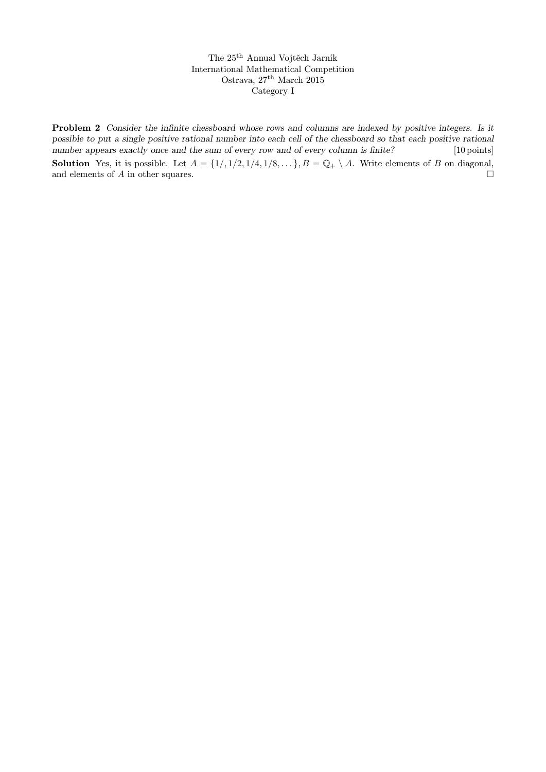The 25[th] Annual Vojtěch Jarník
International Mathematical Competition
Ostrava, 27[th] March 2015
Category I

**Problem 2** *Consider the infinite chessboard whose rows and columns are indexed by positive integers. Is it possible to put a single positive rational number into each cell of the chessboard so that each positive rational number appears exactly once and the sum of every row and of every column is finite?* [10 points]

**Solution** Yes, it is possible. Let $A = \{1/, 1/2, 1/4, 1/8, \dots\}, B = \mathbb{Q}_+ \setminus A$. Write elements of $B$ on diagonal, and elements of $A$ in other squares. □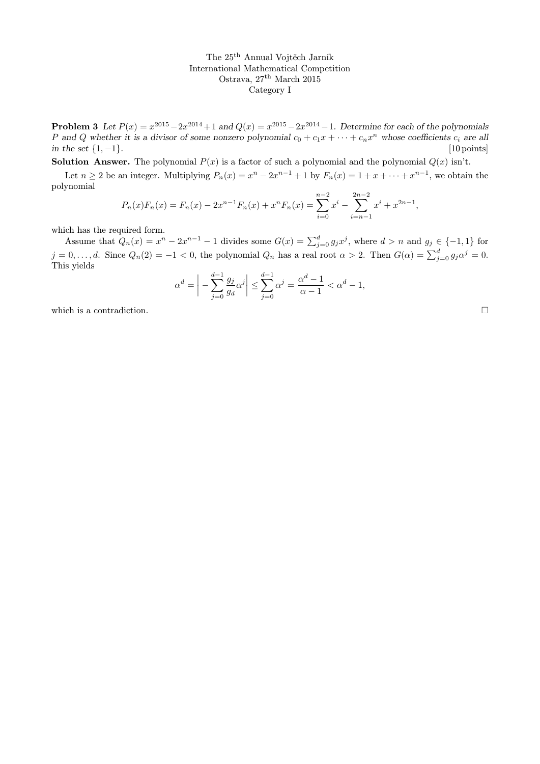The 25th Annual Vojtěch Jarník
International Mathematical Competition
Ostrava, 27th March 2015
Category I

**Problem 3** *Let $P(x) = x^{2015} - 2x^{2014} + 1$ and $Q(x) = x^{2015} - 2x^{2014} - 1$. Determine for each of the polynomials $P$ and $Q$ whether it is a divisor of some nonzero polynomial $c_0 + c_1 x + \cdots + c_n x^n$ whose coefficients $c_i$ are all in the set $\{1, -1\}$.* [10 points]

**Solution Answer.** The polynomial $P(x)$ is a factor of such a polynomial and the polynomial $Q(x)$ isn't.

Let $n \geq 2$ be an integer. Multiplying $P_n(x) = x^n - 2x^{n-1} + 1$ by $F_n(x) = 1 + x + \cdots + x^{n-1}$, we obtain the polynomial

$$P_n(x)F_n(x) = F_n(x) - 2x^{n-1}F_n(x) + x^n F_n(x) = \sum_{i=0}^{n-2} x^i - \sum_{i=n-1}^{2n-2} x^i + x^{2n-1},$$

which has the required form.

Assume that $Q_n(x) = x^n - 2x^{n-1} - 1$ divides some $G(x) = \sum_{j=0}^{d} g_j x^j$, where $d > n$ and $g_j \in \{-1, 1\}$ for $j = 0, \ldots, d$. Since $Q_n(2) = -1 < 0$, the polynomial $Q_n$ has a real root $\alpha > 2$. Then $G(\alpha) = \sum_{j=0}^{d} g_j \alpha^j = 0$. This yields

$$\alpha^d = \left| - \sum_{j=0}^{d-1} \frac{g_j}{g_d} \alpha^j \right| \leq \sum_{j=0}^{d-1} \alpha^j = \frac{\alpha^d - 1}{\alpha - 1} < \alpha^d - 1,$$

which is a contradiction. □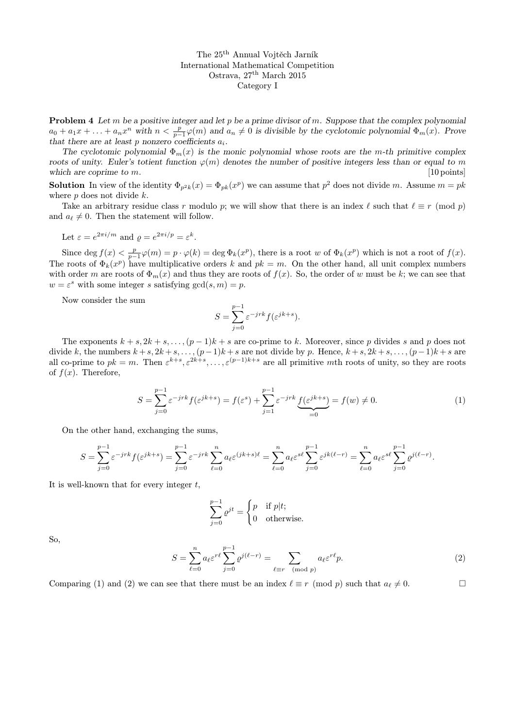The 25[th] Annual Vojtěch Jarník
International Mathematical Competition
Ostrava, 27[th] March 2015
Category I

**Problem 4** *Let $m$ be a positive integer and let $p$ be a prime divisor of $m$. Suppose that the complex polynomial $a_0 + a_1x + \ldots + a_nx^n$ with $n < \frac{p}{p-1}\varphi(m)$ and $a_n \neq 0$ is divisible by the cyclotomic polynomial $\Phi_m(x)$. Prove that there are at least $p$ nonzero coefficients $a_i$.*

*The cyclotomic polynomial $\Phi_m(x)$ is the monic polynomial whose roots are the $m$-th primitive complex roots of unity. Euler's totient function $\varphi(m)$ denotes the number of positive integers less than or equal to $m$ which are coprime to $m$.* [10 points]

**Solution** In view of the identity $\Phi_{p^2k}(x) = \Phi_{pk}(x^p)$ we can assume that $p^2$ does not divide $m$. Assume $m = pk$ where $p$ does not divide $k$.

Take an arbitrary residue class $r$ modulo $p$; we will show that there is an index $\ell$ such that $\ell \equiv r \pmod p$ and $a_\ell \neq 0$. Then the statement will follow.

Let $\varepsilon = e^{2\pi i/m}$ and $\varrho = e^{2\pi i/p} = \varepsilon^k$.

Since $\deg f(x) < \frac{p}{p-1}\varphi(m) = p \cdot \varphi(k) = \deg \Phi_k(x^p)$, there is a root $w$ of $\Phi_k(x^p)$ which is not a root of $f(x)$. The roots of $\Phi_k(x^p)$ have multiplicative orders $k$ and $pk = m$. On the other hand, all unit complex numbers with order $m$ are roots of $\Phi_m(x)$ and thus they are roots of $f(x)$. So, the order of $w$ must be $k$; we can see that $w = \varepsilon^s$ with some integer $s$ satisfying $\gcd(s, m) = p$.

Now consider the sum

$$S = \sum_{j=0}^{p-1} \varepsilon^{-jrk} f(\varepsilon^{jk+s}).$$

The exponents $k+s, 2k+s, \ldots, (p-1)k+s$ are co-prime to $k$. Moreover, since $p$ divides $s$ and $p$ does not divide $k$, the numbers $k+s, 2k+s, \ldots, (p-1)k+s$ are not divide by $p$. Hence, $k+s, 2k+s, \ldots, (p-1)k+s$ are all co-prime to $pk = m$. Then $\varepsilon^{k+s}, \varepsilon^{2k+s}, \ldots, \varepsilon^{(p-1)k+s}$ are all primitive $m$th roots of unity, so they are roots of $f(x)$. Therefore,

$$S = \sum_{j=0}^{p-1} \varepsilon^{-jrk} f(\varepsilon^{jk+s}) = f(\varepsilon^s) + \sum_{j=1}^{p-1} \varepsilon^{-jrk} \underbrace{f(\varepsilon^{jk+s})}_{=0} = f(w) \neq 0. \tag{1}$$

On the other hand, exchanging the sums,

$$S = \sum_{j=0}^{p-1} \varepsilon^{-jrk} f(\varepsilon^{jk+s}) = \sum_{j=0}^{p-1} \varepsilon^{-jrk} \sum_{\ell=0}^{n} a_\ell \varepsilon^{(jk+s)\ell} = \sum_{\ell=0}^{n} a_\ell \varepsilon^{s\ell} \sum_{j=0}^{p-1} \varepsilon^{jk(\ell-r)} = \sum_{\ell=0}^{n} a_\ell \varepsilon^{s\ell} \sum_{j=0}^{p-1} \varrho^{j(\ell-r)}.$$

It is well-known that for every integer $t$,

$$\sum_{j=0}^{p-1} \varrho^{jt} = \begin{cases} p & \text{if } p|t; \\ 0 & \text{otherwise.} \end{cases}$$

So,

$$S = \sum_{\ell=0}^{n} a_\ell \varepsilon^{r\ell} \sum_{j=0}^{p-1} \varrho^{j(\ell-r)} = \sum_{\ell \equiv r \pmod p} a_\ell \varepsilon^{r\ell} p. \tag{2}$$

Comparing (1) and (2) we can see that there must be an index $\ell \equiv r \pmod p$ such that $a_\ell \neq 0$. □